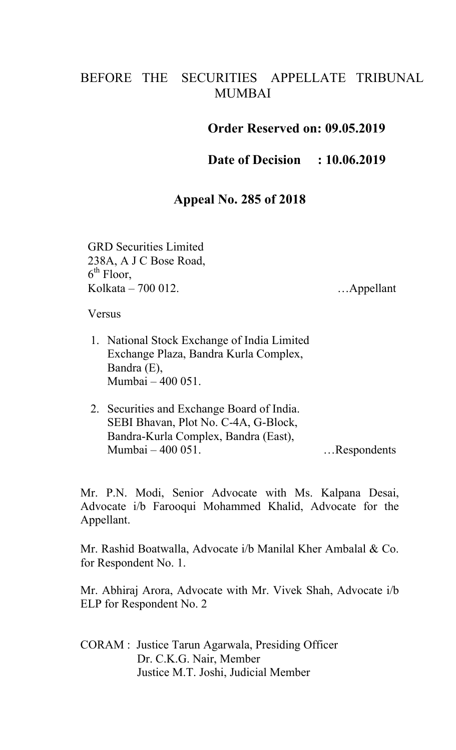BEFORE THE SECURITIES APPELLATE TRIBUNAL MUMBAI

**Order Reserved on: 09.05.2019**

**Date of Decision : 10.06.2019**

**Appeal No. 285 of 2018**

GRD Securities Limited
238A, A J C Bose Road,
6th Floor,
Kolkata – 700 012. …Appellant

Versus

1. National Stock Exchange of India Limited
   Exchange Plaza, Bandra Kurla Complex,
   Bandra (E),
   Mumbai – 400 051.

2. Securities and Exchange Board of India.
   SEBI Bhavan, Plot No. C-4A, G-Block,
   Bandra-Kurla Complex, Bandra (East),
   Mumbai – 400 051. …Respondents

Mr. P.N. Modi, Senior Advocate with Ms. Kalpana Desai, Advocate i/b Farooqui Mohammed Khalid, Advocate for the Appellant.

Mr. Rashid Boatwalla, Advocate i/b Manilal Kher Ambalal & Co. for Respondent No. 1.

Mr. Abhiraj Arora, Advocate with Mr. Vivek Shah, Advocate i/b ELP for Respondent No. 2

CORAM : Justice Tarun Agarwala, Presiding Officer
Dr. C.K.G. Nair, Member
Justice M.T. Joshi, Judicial Member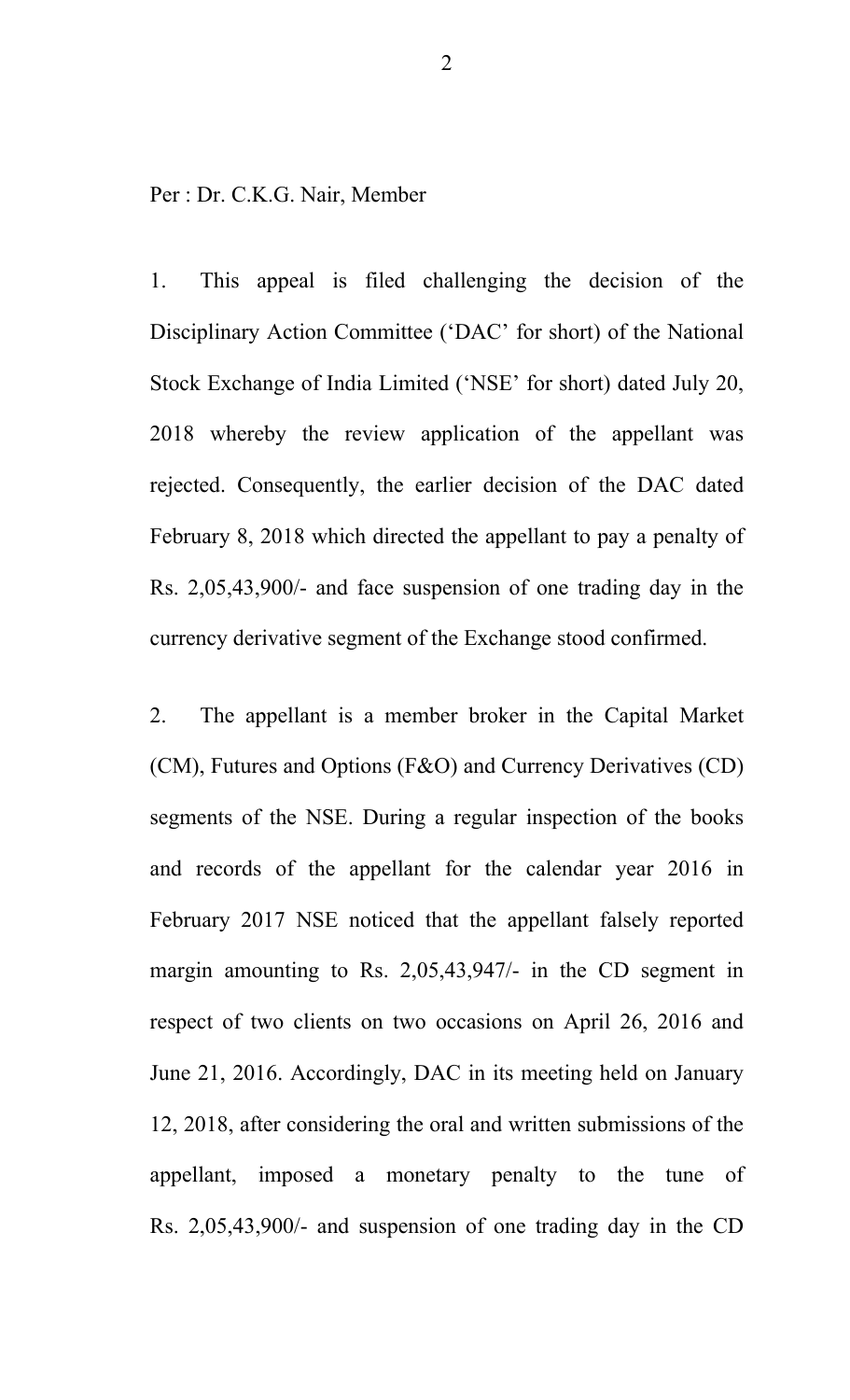Per : Dr. C.K.G. Nair, Member

1. This appeal is filed challenging the decision of the Disciplinary Action Committee ('DAC' for short) of the National Stock Exchange of India Limited ('NSE' for short) dated July 20, 2018 whereby the review application of the appellant was rejected. Consequently, the earlier decision of the DAC dated February 8, 2018 which directed the appellant to pay a penalty of Rs. 2,05,43,900/- and face suspension of one trading day in the currency derivative segment of the Exchange stood confirmed.

2. The appellant is a member broker in the Capital Market (CM), Futures and Options (F&O) and Currency Derivatives (CD) segments of the NSE. During a regular inspection of the books and records of the appellant for the calendar year 2016 in February 2017 NSE noticed that the appellant falsely reported margin amounting to Rs. 2,05,43,947/- in the CD segment in respect of two clients on two occasions on April 26, 2016 and June 21, 2016. Accordingly, DAC in its meeting held on January 12, 2018, after considering the oral and written submissions of the appellant, imposed a monetary penalty to the tune of Rs. 2,05,43,900/- and suspension of one trading day in the CD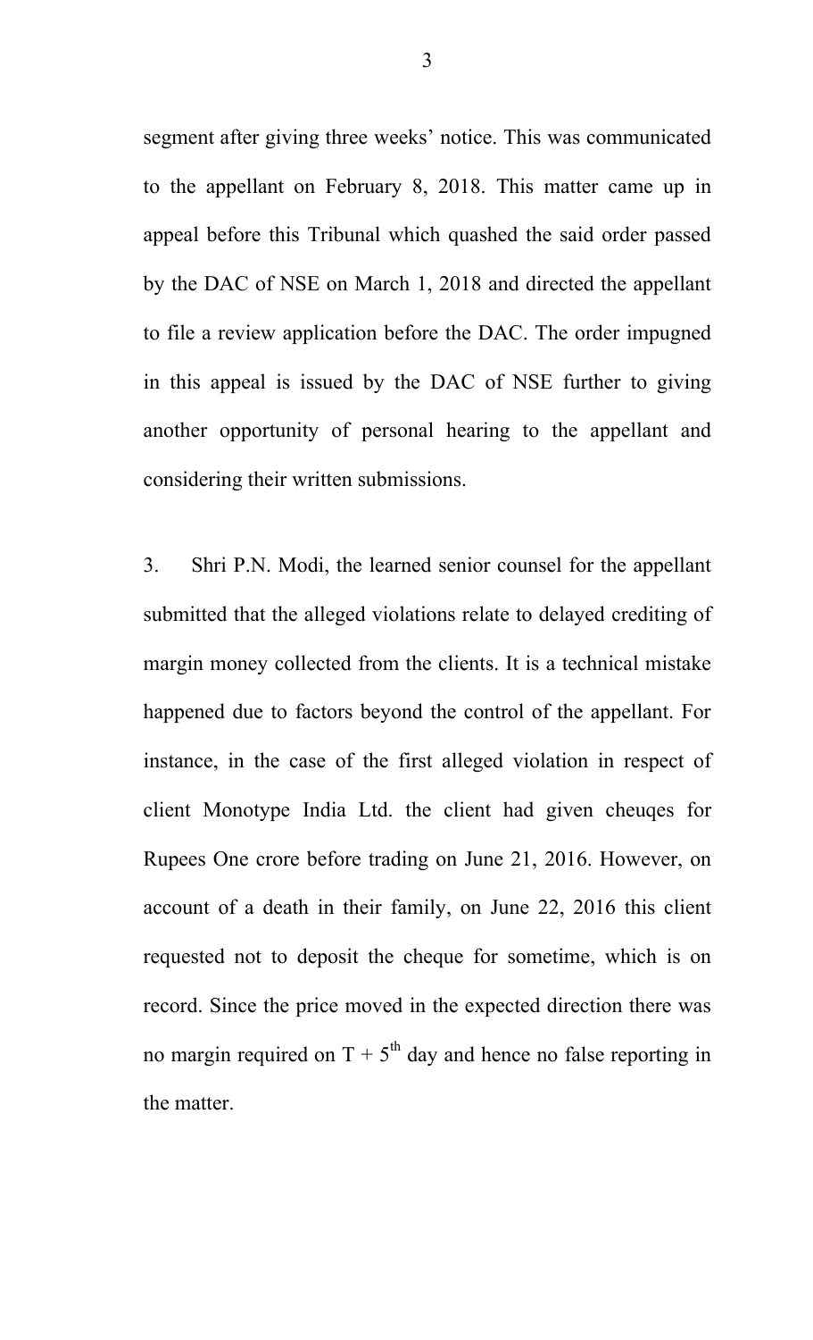segment after giving three weeks' notice. This was communicated to the appellant on February 8, 2018. This matter came up in appeal before this Tribunal which quashed the said order passed by the DAC of NSE on March 1, 2018 and directed the appellant to file a review application before the DAC. The order impugned in this appeal is issued by the DAC of NSE further to giving another opportunity of personal hearing to the appellant and considering their written submissions.

3. Shri P.N. Modi, the learned senior counsel for the appellant submitted that the alleged violations relate to delayed crediting of margin money collected from the clients. It is a technical mistake happened due to factors beyond the control of the appellant. For instance, in the case of the first alleged violation in respect of client Monotype India Ltd. the client had given cheuqes for Rupees One crore before trading on June 21, 2016. However, on account of a death in their family, on June 22, 2016 this client requested not to deposit the cheque for sometime, which is on record. Since the price moved in the expected direction there was no margin required on T + 5$^{th}$ day and hence no false reporting in the matter.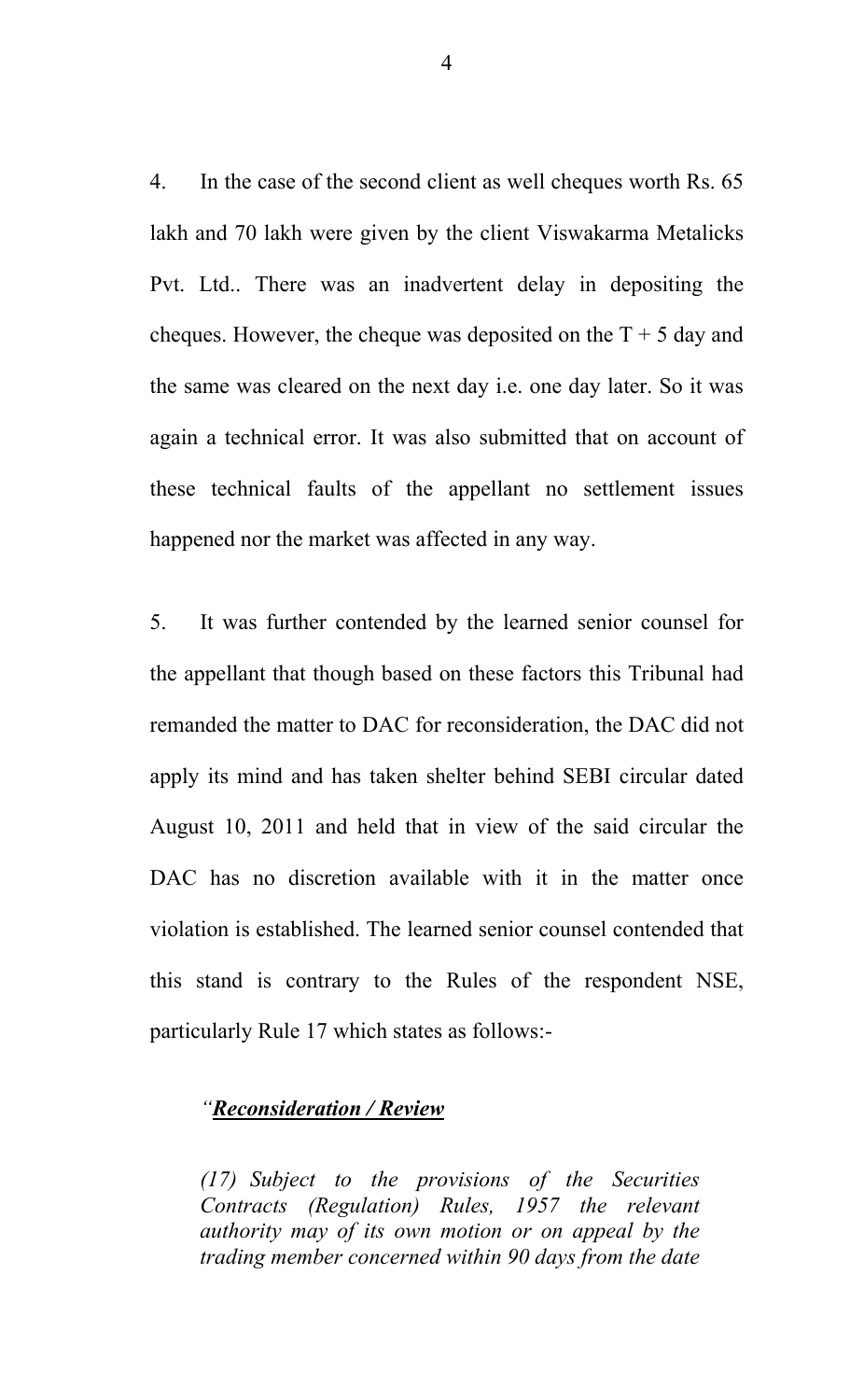4. In the case of the second client as well cheques worth Rs. 65 lakh and 70 lakh were given by the client Viswakarma Metalicks Pvt. Ltd.. There was an inadvertent delay in depositing the cheques. However, the cheque was deposited on the T + 5 day and the same was cleared on the next day i.e. one day later. So it was again a technical error. It was also submitted that on account of these technical faults of the appellant no settlement issues happened nor the market was affected in any way.

5. It was further contended by the learned senior counsel for the appellant that though based on these factors this Tribunal had remanded the matter to DAC for reconsideration, the DAC did not apply its mind and has taken shelter behind SEBI circular dated August 10, 2011 and held that in view of the said circular the DAC has no discretion available with it in the matter once violation is established. The learned senior counsel contended that this stand is contrary to the Rules of the respondent NSE, particularly Rule 17 which states as follows:-

*"__Reconsideration / Review__*

*(17) Subject to the provisions of the Securities Contracts (Regulation) Rules, 1957 the relevant authority may of its own motion or on appeal by the trading member concerned within 90 days from the date*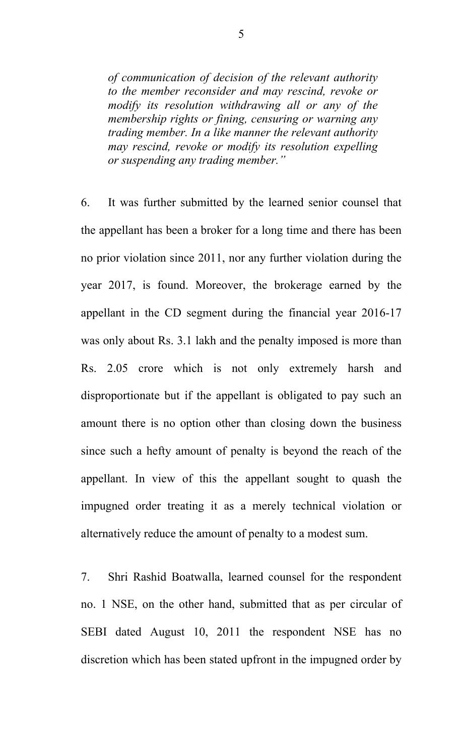*of communication of decision of the relevant authority to the member reconsider and may rescind, revoke or modify its resolution withdrawing all or any of the membership rights or fining, censuring or warning any trading member. In a like manner the relevant authority may rescind, revoke or modify its resolution expelling or suspending any trading member."*

6. It was further submitted by the learned senior counsel that the appellant has been a broker for a long time and there has been no prior violation since 2011, nor any further violation during the year 2017, is found. Moreover, the brokerage earned by the appellant in the CD segment during the financial year 2016-17 was only about Rs. 3.1 lakh and the penalty imposed is more than Rs. 2.05 crore which is not only extremely harsh and disproportionate but if the appellant is obligated to pay such an amount there is no option other than closing down the business since such a hefty amount of penalty is beyond the reach of the appellant. In view of this the appellant sought to quash the impugned order treating it as a merely technical violation or alternatively reduce the amount of penalty to a modest sum.

7. Shri Rashid Boatwalla, learned counsel for the respondent no. 1 NSE, on the other hand, submitted that as per circular of SEBI dated August 10, 2011 the respondent NSE has no discretion which has been stated upfront in the impugned order by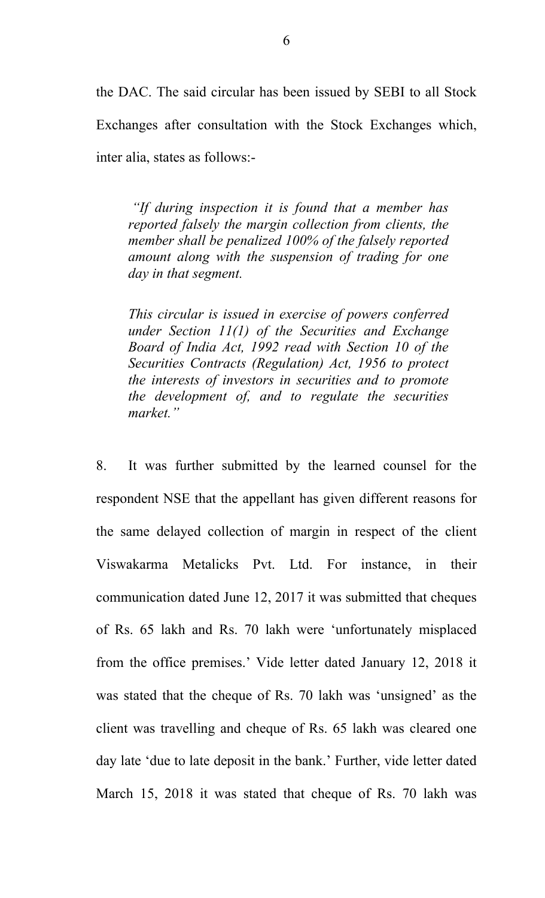the DAC. The said circular has been issued by SEBI to all Stock Exchanges after consultation with the Stock Exchanges which, inter alia, states as follows:-

> *"If during inspection it is found that a member has reported falsely the margin collection from clients, the member shall be penalized 100% of the falsely reported amount along with the suspension of trading for one day in that segment.*
>
> *This circular is issued in exercise of powers conferred under Section 11(1) of the Securities and Exchange Board of India Act, 1992 read with Section 10 of the Securities Contracts (Regulation) Act, 1956 to protect the interests of investors in securities and to promote the development of, and to regulate the securities market."*

8. It was further submitted by the learned counsel for the respondent NSE that the appellant has given different reasons for the same delayed collection of margin in respect of the client Viswakarma Metalicks Pvt. Ltd. For instance, in their communication dated June 12, 2017 it was submitted that cheques of Rs. 65 lakh and Rs. 70 lakh were 'unfortunately misplaced from the office premises.' Vide letter dated January 12, 2018 it was stated that the cheque of Rs. 70 lakh was 'unsigned' as the client was travelling and cheque of Rs. 65 lakh was cleared one day late 'due to late deposit in the bank.' Further, vide letter dated March 15, 2018 it was stated that cheque of Rs. 70 lakh was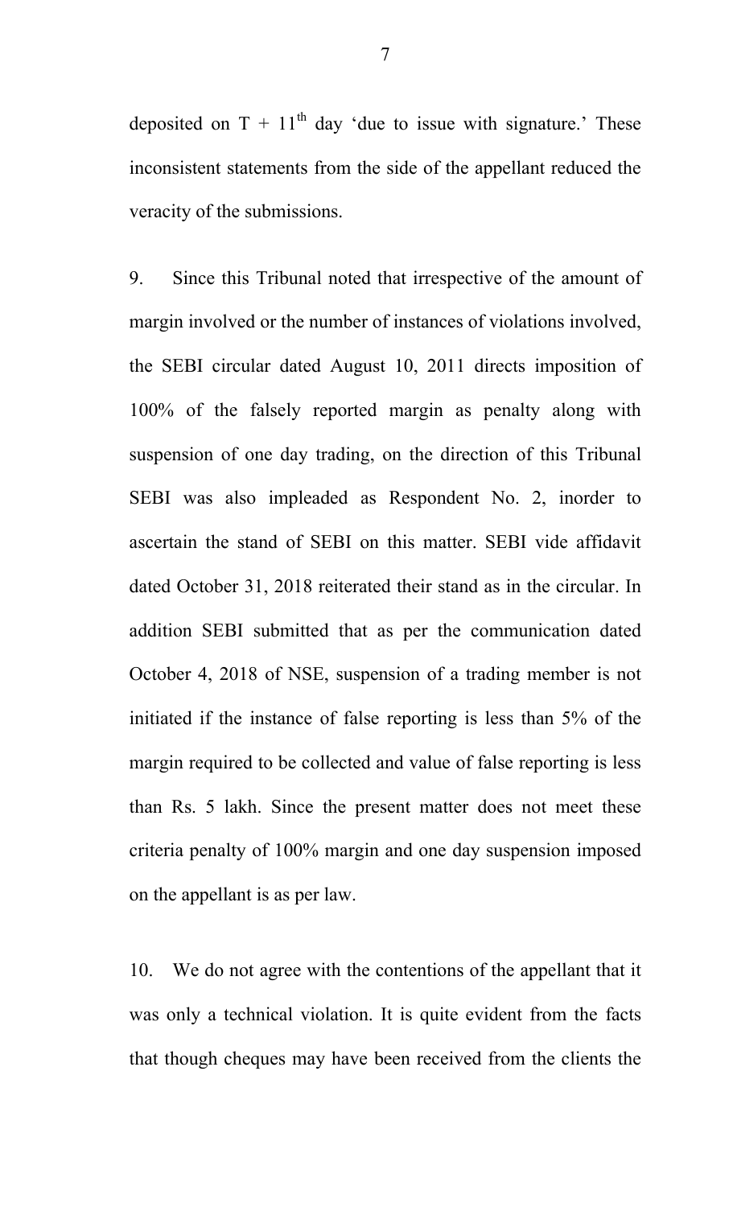deposited on T + 11$^{th}$ day 'due to issue with signature.' These inconsistent statements from the side of the appellant reduced the veracity of the submissions.

9. Since this Tribunal noted that irrespective of the amount of margin involved or the number of instances of violations involved, the SEBI circular dated August 10, 2011 directs imposition of 100% of the falsely reported margin as penalty along with suspension of one day trading, on the direction of this Tribunal SEBI was also impleaded as Respondent No. 2, inorder to ascertain the stand of SEBI on this matter. SEBI vide affidavit dated October 31, 2018 reiterated their stand as in the circular. In addition SEBI submitted that as per the communication dated October 4, 2018 of NSE, suspension of a trading member is not initiated if the instance of false reporting is less than 5% of the margin required to be collected and value of false reporting is less than Rs. 5 lakh. Since the present matter does not meet these criteria penalty of 100% margin and one day suspension imposed on the appellant is as per law.

10. We do not agree with the contentions of the appellant that it was only a technical violation. It is quite evident from the facts that though cheques may have been received from the clients the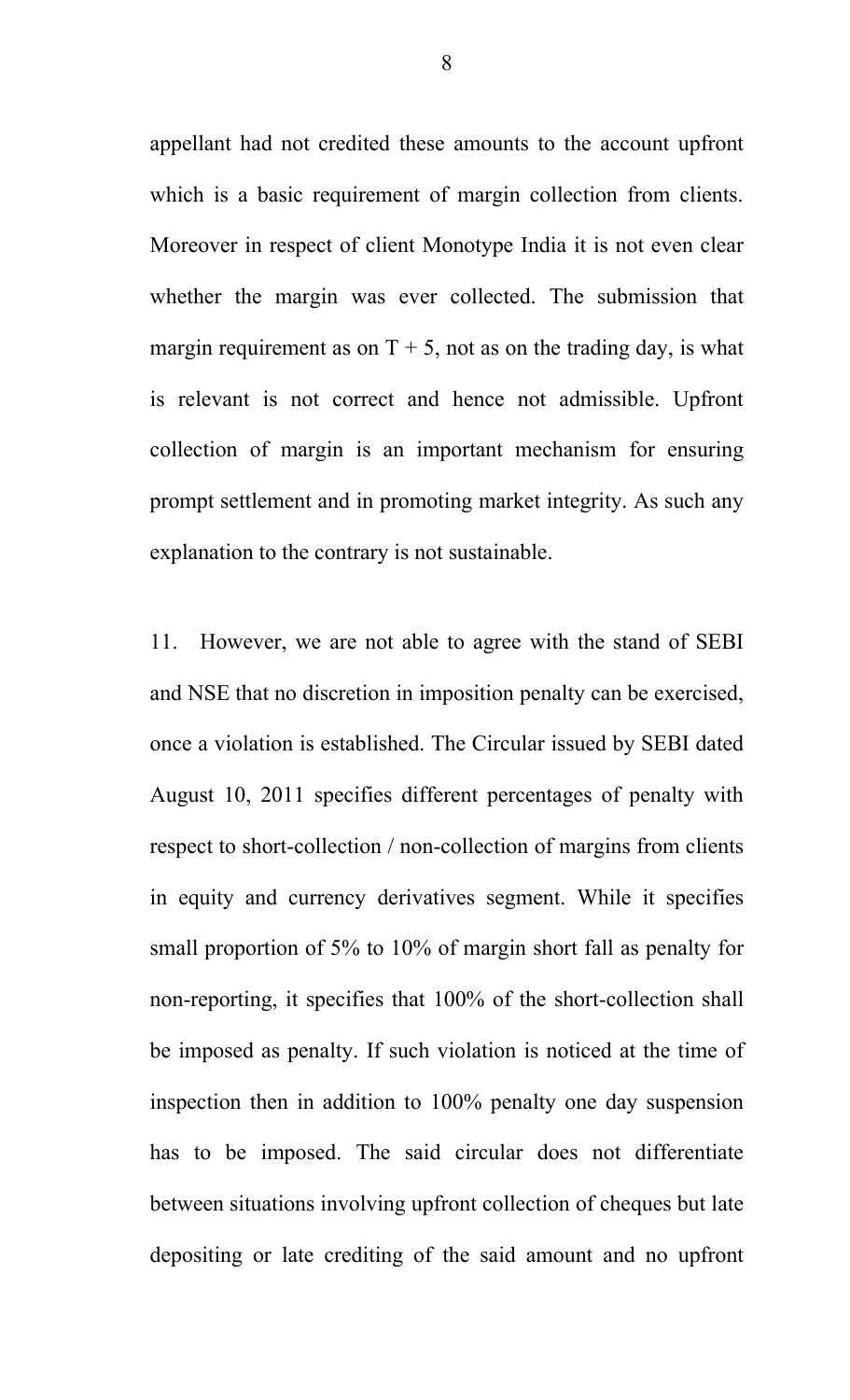appellant had not credited these amounts to the account upfront which is a basic requirement of margin collection from clients. Moreover in respect of client Monotype India it is not even clear whether the margin was ever collected. The submission that margin requirement as on T + 5, not as on the trading day, is what is relevant is not correct and hence not admissible. Upfront collection of margin is an important mechanism for ensuring prompt settlement and in promoting market integrity. As such any explanation to the contrary is not sustainable.

11. However, we are not able to agree with the stand of SEBI and NSE that no discretion in imposition penalty can be exercised, once a violation is established. The Circular issued by SEBI dated August 10, 2011 specifies different percentages of penalty with respect to short-collection / non-collection of margins from clients in equity and currency derivatives segment. While it specifies small proportion of 5% to 10% of margin short fall as penalty for non-reporting, it specifies that 100% of the short-collection shall be imposed as penalty. If such violation is noticed at the time of inspection then in addition to 100% penalty one day suspension has to be imposed. The said circular does not differentiate between situations involving upfront collection of cheques but late depositing or late crediting of the said amount and no upfront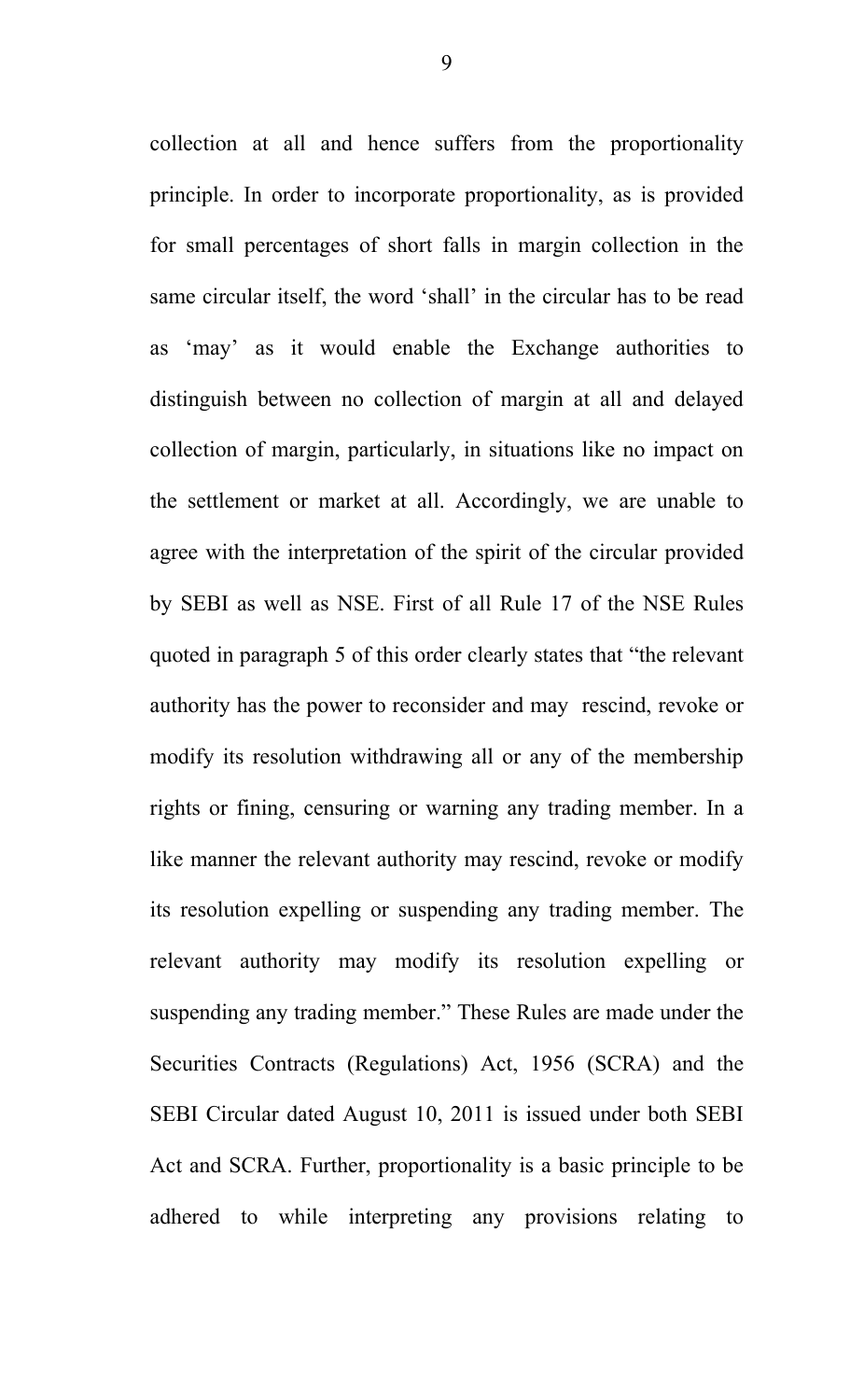collection at all and hence suffers from the proportionality principle. In order to incorporate proportionality, as is provided for small percentages of short falls in margin collection in the same circular itself, the word 'shall' in the circular has to be read as 'may' as it would enable the Exchange authorities to distinguish between no collection of margin at all and delayed collection of margin, particularly, in situations like no impact on the settlement or market at all. Accordingly, we are unable to agree with the interpretation of the spirit of the circular provided by SEBI as well as NSE. First of all Rule 17 of the NSE Rules quoted in paragraph 5 of this order clearly states that "the relevant authority has the power to reconsider and may rescind, revoke or modify its resolution withdrawing all or any of the membership rights or fining, censuring or warning any trading member. In a like manner the relevant authority may rescind, revoke or modify its resolution expelling or suspending any trading member. The relevant authority may modify its resolution expelling or suspending any trading member." These Rules are made under the Securities Contracts (Regulations) Act, 1956 (SCRA) and the SEBI Circular dated August 10, 2011 is issued under both SEBI Act and SCRA. Further, proportionality is a basic principle to be adhered to while interpreting any provisions relating to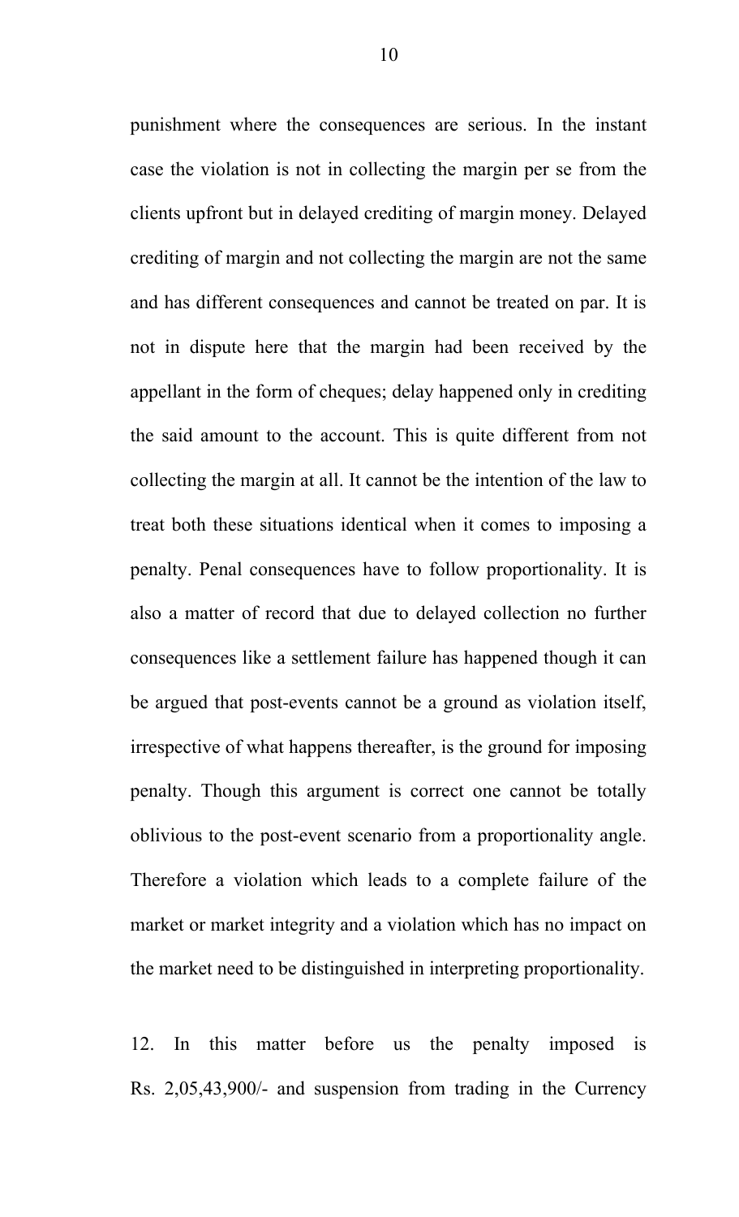punishment where the consequences are serious. In the instant case the violation is not in collecting the margin per se from the clients upfront but in delayed crediting of margin money. Delayed crediting of margin and not collecting the margin are not the same and has different consequences and cannot be treated on par. It is not in dispute here that the margin had been received by the appellant in the form of cheques; delay happened only in crediting the said amount to the account. This is quite different from not collecting the margin at all. It cannot be the intention of the law to treat both these situations identical when it comes to imposing a penalty. Penal consequences have to follow proportionality. It is also a matter of record that due to delayed collection no further consequences like a settlement failure has happened though it can be argued that post-events cannot be a ground as violation itself, irrespective of what happens thereafter, is the ground for imposing penalty. Though this argument is correct one cannot be totally oblivious to the post-event scenario from a proportionality angle. Therefore a violation which leads to a complete failure of the market or market integrity and a violation which has no impact on the market need to be distinguished in interpreting proportionality.

12. In this matter before us the penalty imposed is Rs. 2,05,43,900/- and suspension from trading in the Currency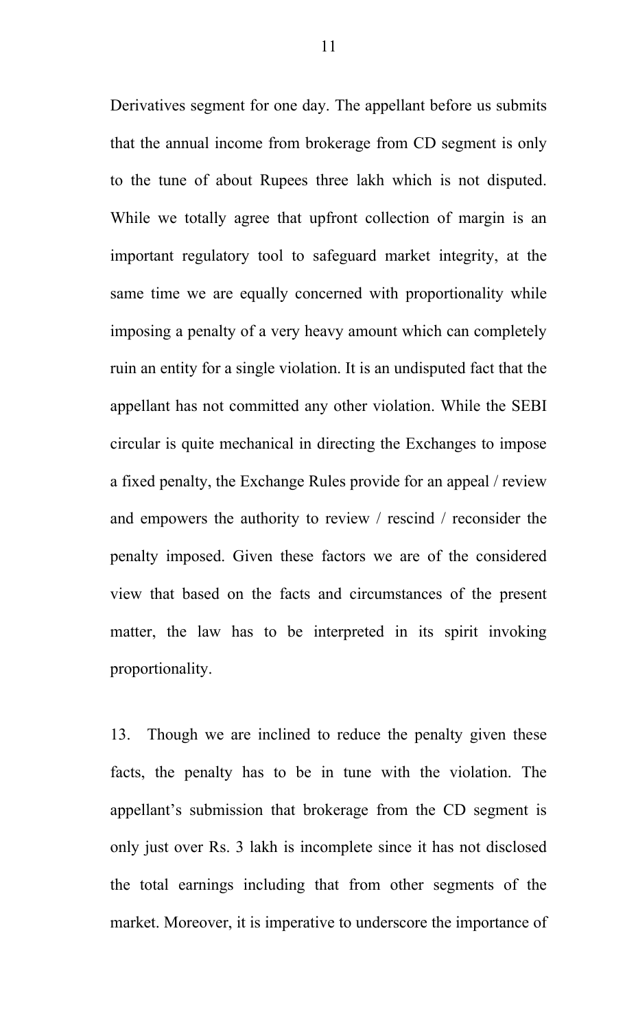Derivatives segment for one day. The appellant before us submits that the annual income from brokerage from CD segment is only to the tune of about Rupees three lakh which is not disputed. While we totally agree that upfront collection of margin is an important regulatory tool to safeguard market integrity, at the same time we are equally concerned with proportionality while imposing a penalty of a very heavy amount which can completely ruin an entity for a single violation. It is an undisputed fact that the appellant has not committed any other violation. While the SEBI circular is quite mechanical in directing the Exchanges to impose a fixed penalty, the Exchange Rules provide for an appeal / review and empowers the authority to review / rescind / reconsider the penalty imposed. Given these factors we are of the considered view that based on the facts and circumstances of the present matter, the law has to be interpreted in its spirit invoking proportionality.

13. Though we are inclined to reduce the penalty given these facts, the penalty has to be in tune with the violation. The appellant's submission that brokerage from the CD segment is only just over Rs. 3 lakh is incomplete since it has not disclosed the total earnings including that from other segments of the market. Moreover, it is imperative to underscore the importance of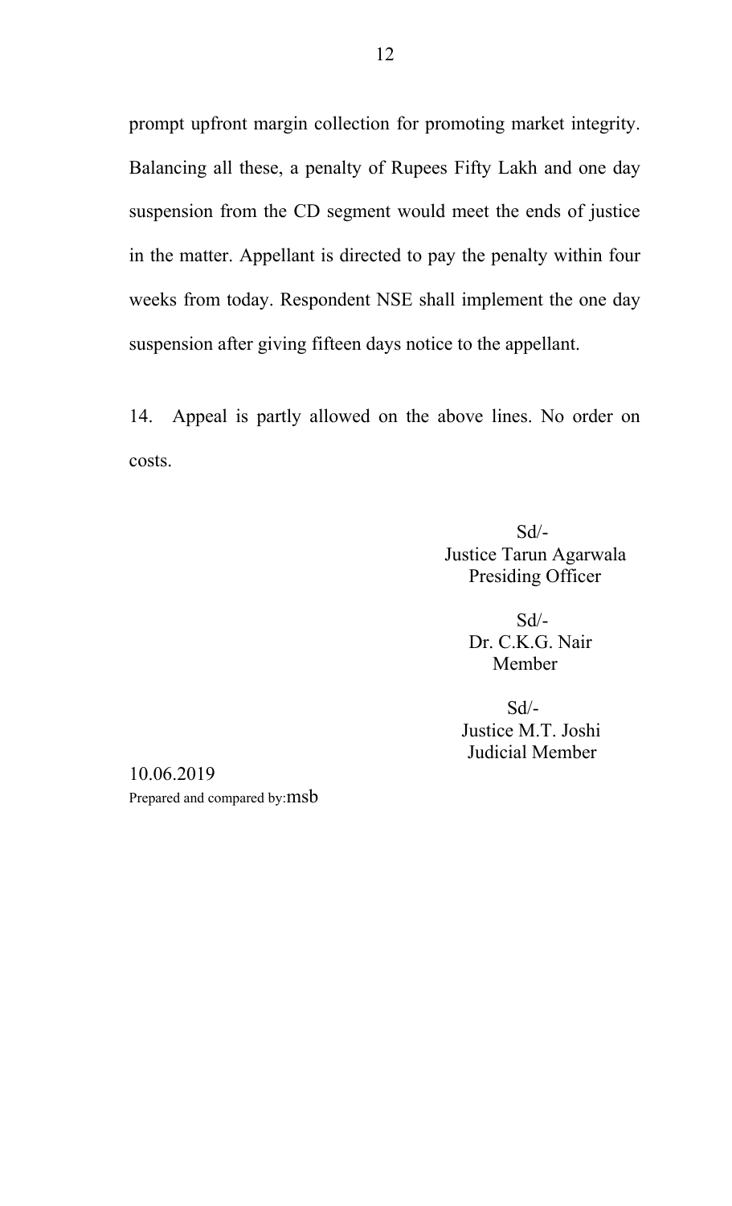prompt upfront margin collection for promoting market integrity. Balancing all these, a penalty of Rupees Fifty Lakh and one day suspension from the CD segment would meet the ends of justice in the matter. Appellant is directed to pay the penalty within four weeks from today. Respondent NSE shall implement the one day suspension after giving fifteen days notice to the appellant.

14. Appeal is partly allowed on the above lines. No order on costs.

Sd/-
Justice Tarun Agarwala
Presiding Officer

Sd/-
Dr. C.K.G. Nair
Member

Sd/-
Justice M.T. Joshi
Judicial Member

10.06.2019
Prepared and compared by:msb